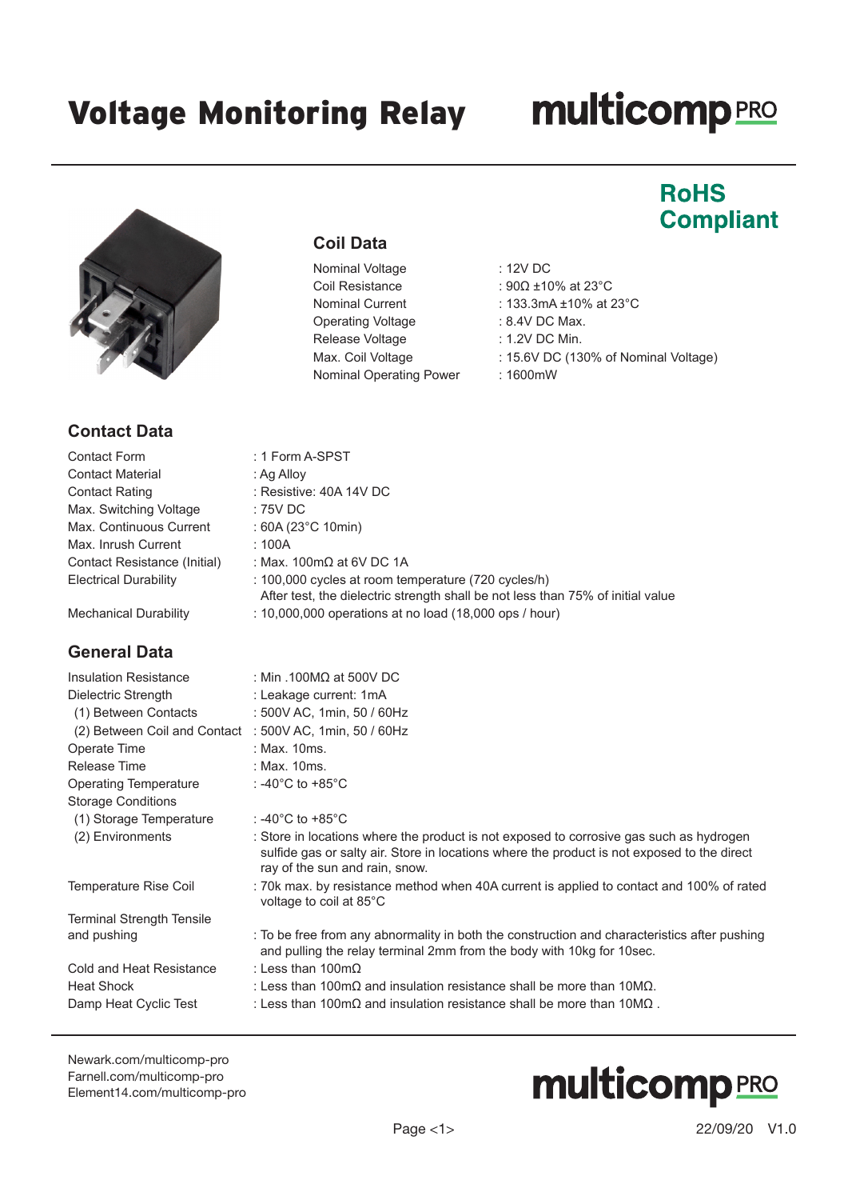# Voltage Monitoring Relay

**RoHS Compliant**

## Coil Data

| | |
|---|---|
| Nominal Voltage | : 12V DC |
| Coil Resistance | : 90Ω ±10% at 23°C |
| Nominal Current | : 133.3mA ±10% at 23°C |
| Operating Voltage | : 8.4V DC Max. |
| Release Voltage | : 1.2V DC Min. |
| Max. Coil Voltage | : 15.6V DC (130% of Nominal Voltage) |
| Nominal Operating Power | : 1600mW |

## Contact Data

| | |
|---|---|
| Contact Form | : 1 Form A-SPST |
| Contact Material | : Ag Alloy |
| Contact Rating | : Resistive: 40A 14V DC |
| Max. Switching Voltage | : 75V DC |
| Max. Continuous Current | : 60A (23°C 10min) |
| Max. Inrush Current | : 100A |
| Contact Resistance (Initial) | : Max. 100mΩ at 6V DC 1A |
| Electrical Durability | : 100,000 cycles at room temperature (720 cycles/h) After test, the dielectric strength shall be not less than 75% of initial value |
| Mechanical Durability | : 10,000,000 operations at no load (18,000 ops / hour) |

## General Data

| | |
|---|---|
| Insulation Resistance | : Min .100MΩ at 500V DC |
| Dielectric Strength | : Leakage current: 1mA |
| (1) Between Contacts | : 500V AC, 1min, 50 / 60Hz |
| (2) Between Coil and Contact | : 500V AC, 1min, 50 / 60Hz |
| Operate Time | : Max. 10ms. |
| Release Time | : Max. 10ms. |
| Operating Temperature | : -40°C to +85°C |
| Storage Conditions | |
| (1) Storage Temperature | : -40°C to +85°C |
| (2) Environments | : Store in locations where the product is not exposed to corrosive gas such as hydrogen sulfide gas or salty air. Store in locations where the product is not exposed to the direct ray of the sun and rain, snow. |
| Temperature Rise Coil | : 70k max. by resistance method when 40A current is applied to contact and 100% of rated voltage to coil at 85°C |
| Terminal Strength Tensile and pushing | : To be free from any abnormality in both the construction and characteristics after pushing and pulling the relay terminal 2mm from the body with 10kg for 10sec. |
| Cold and Heat Resistance | : Less than 100mΩ |
| Heat Shock | : Less than 100mΩ and insulation resistance shall be more than 10MΩ. |
| Damp Heat Cyclic Test | : Less than 100mΩ and insulation resistance shall be more than 10MΩ . |

Newark.com/multicomp-pro
Farnell.com/multicomp-pro
Element14.com/multicomp-pro

22/09/20 V1.0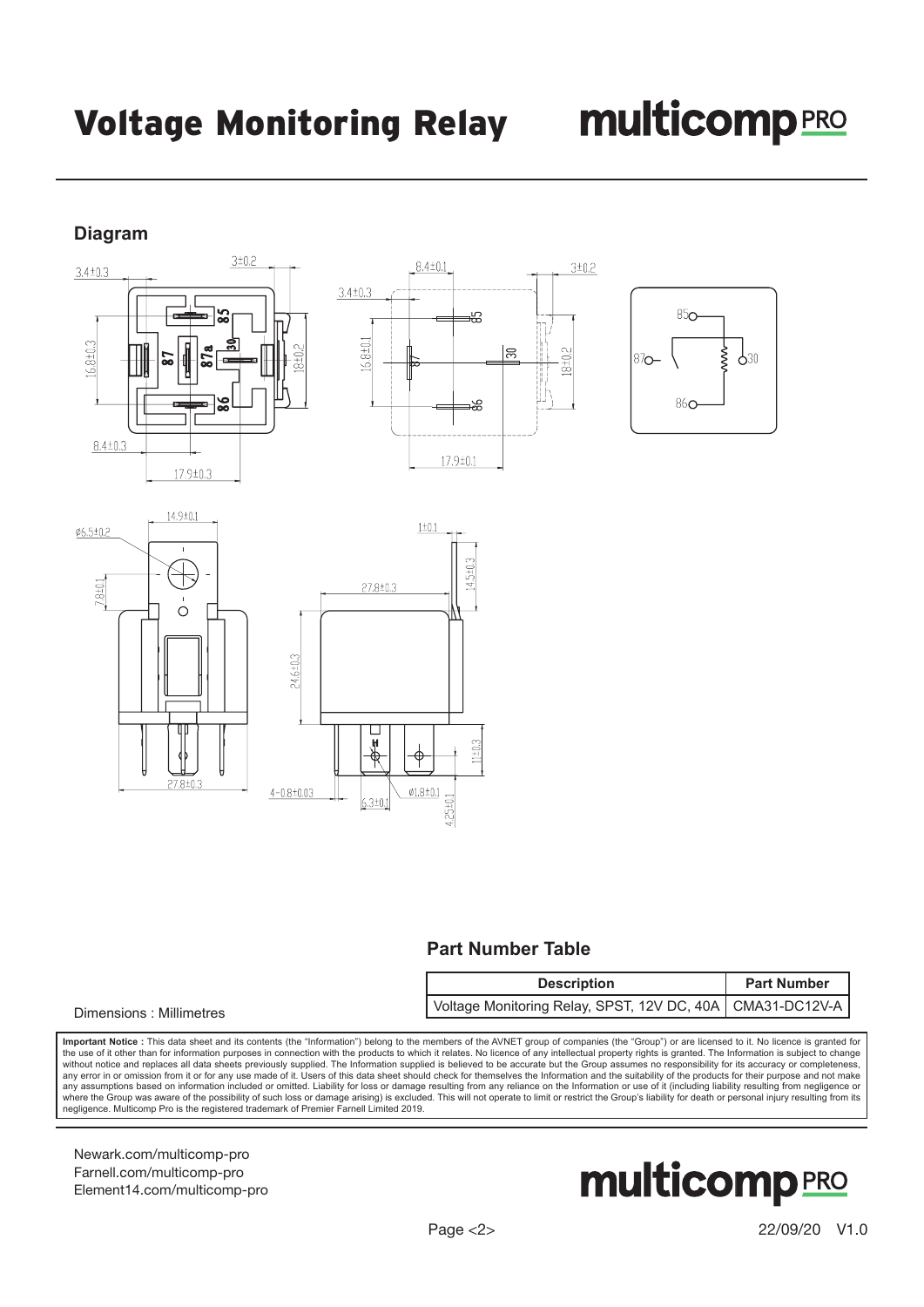# Voltage Monitoring Relay

## Diagram

3.4±0.3
3±0.2
16.8±0.3
18±0.2
8.4±0.3
17.9±0.3
85
87
87a
30
86

8.4±0.1
3±0.2
3.4±0.3
16.8±0.1
18±0.2
17.9±0.1

85
87
30
86

14.9±0.1
ø6.5±0.2
7.8±0.1
27.8±0.3

1±0.1
14.5±0.3
27.8±0.3
24.6±0.3
11±0.3
4-0.8±0.03
6.3±0.1
ø1.8±0.1
4.25±0.1

Dimensions : Millimetres

## Part Number Table

| Description | Part Number |
| --- | --- |
| Voltage Monitoring Relay, SPST, 12V DC, 40A | CMA31-DC12V-A |

**Important Notice :** This data sheet and its contents (the "Information") belong to the members of the AVNET group of companies (the "Group") or are licensed to it. No licence is granted for the use of it other than for information purposes in connection with the products to which it relates. No licence of any intellectual property rights is granted. The Information is subject to change without notice and replaces all data sheets previously supplied. The Information supplied is believed to be accurate but the Group assumes no responsibility for its accuracy or completeness, any error in or omission from it or for any use made of it. Users of this data sheet should check for themselves the Information and the suitability of the products for their purpose and not make any assumptions based on information included or omitted. Liability for loss or damage resulting from any reliance on the Information or use of it (including liability resulting from negligence or where the Group was aware of the possibility of such loss or damage arising) is excluded. This will not operate to limit or restrict the Group's liability for death or personal injury resulting from its negligence. Multicomp Pro is the registered trademark of Premier Farnell Limited 2019.

Newark.com/multicomp-pro
Farnell.com/multicomp-pro
Element14.com/multicomp-pro

22/09/20 V1.0